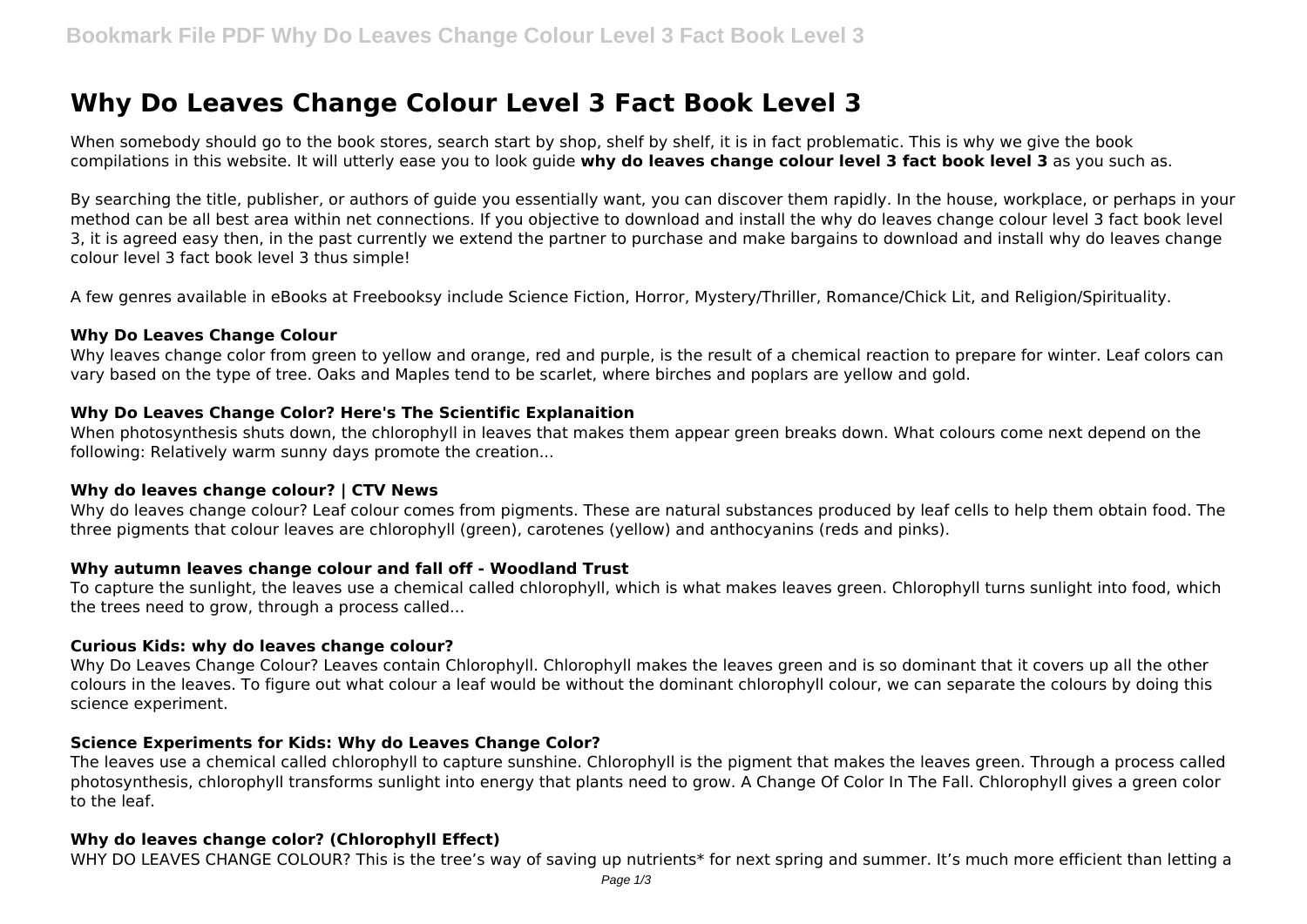# Why Do Leaves Change Colour Level 3 Fact Book Level 3

When somebody should go to the book stores, search start by shop, shelf by shelf, it is in fact problematic. This is why we give the book compilations in this website. It will utterly ease you to look guide **why do leaves change colour level 3 fact book level 3** as you such as.

By searching the title, publisher, or authors of guide you essentially want, you can discover them rapidly. In the house, workplace, or perhaps in your method can be all best area within net connections. If you objective to download and install the why do leaves change colour level 3 fact book level 3, it is agreed easy then, in the past currently we extend the partner to purchase and make bargains to download and install why do leaves change colour level 3 fact book level 3 thus simple!

A few genres available in eBooks at Freebooksy include Science Fiction, Horror, Mystery/Thriller, Romance/Chick Lit, and Religion/Spirituality.

### Why Do Leaves Change Colour

Why leaves change color from green to yellow and orange, red and purple, is the result of a chemical reaction to prepare for winter. Leaf colors can vary based on the type of tree. Oaks and Maples tend to be scarlet, where birches and poplars are yellow and gold.

### Why Do Leaves Change Color? Here's The Scientific Explanaition

When photosynthesis shuts down, the chlorophyll in leaves that makes them appear green breaks down. What colours come next depend on the following: Relatively warm sunny days promote the creation...

### Why do leaves change colour? | CTV News

Why do leaves change colour? Leaf colour comes from pigments. These are natural substances produced by leaf cells to help them obtain food. The three pigments that colour leaves are chlorophyll (green), carotenes (yellow) and anthocyanins (reds and pinks).

### Why autumn leaves change colour and fall off - Woodland Trust

To capture the sunlight, the leaves use a chemical called chlorophyll, which is what makes leaves green. Chlorophyll turns sunlight into food, which the trees need to grow, through a process called...

### Curious Kids: why do leaves change colour?

Why Do Leaves Change Colour? Leaves contain Chlorophyll. Chlorophyll makes the leaves green and is so dominant that it covers up all the other colours in the leaves. To figure out what colour a leaf would be without the dominant chlorophyll colour, we can separate the colours by doing this science experiment.

### Science Experiments for Kids: Why do Leaves Change Color?

The leaves use a chemical called chlorophyll to capture sunshine. Chlorophyll is the pigment that makes the leaves green. Through a process called photosynthesis, chlorophyll transforms sunlight into energy that plants need to grow. A Change Of Color In The Fall. Chlorophyll gives a green color to the leaf.

### Why do leaves change color? (Chlorophyll Effect)

WHY DO LEAVES CHANGE COLOUR? This is the tree's way of saving up nutrients* for next spring and summer. It's much more efficient than letting a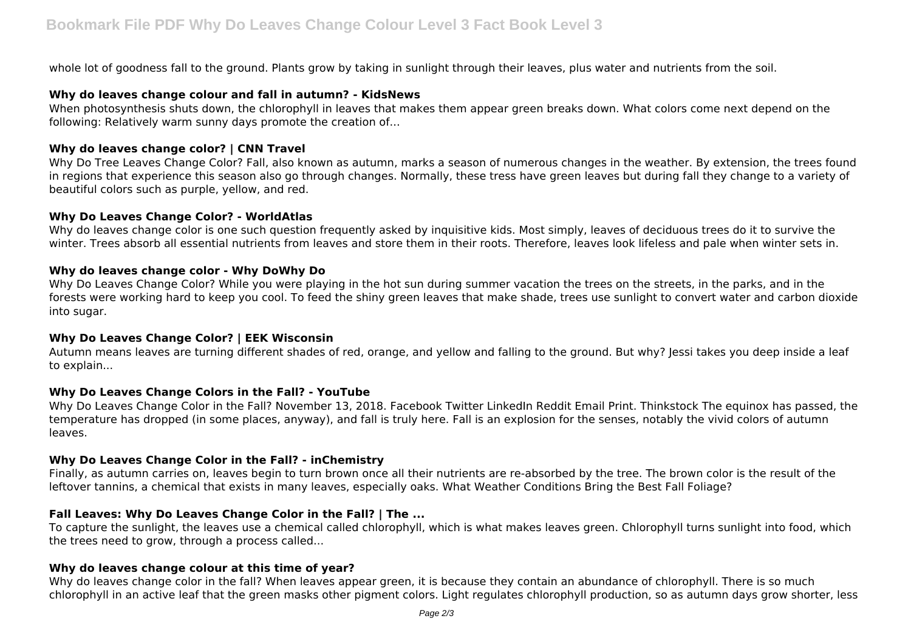whole lot of goodness fall to the ground. Plants grow by taking in sunlight through their leaves, plus water and nutrients from the soil.

### Why do leaves change colour and fall in autumn? - KidsNews

When photosynthesis shuts down, the chlorophyll in leaves that makes them appear green breaks down. What colors come next depend on the following: Relatively warm sunny days promote the creation of...

### Why do leaves change color? | CNN Travel

Why Do Tree Leaves Change Color? Fall, also known as autumn, marks a season of numerous changes in the weather. By extension, the trees found in regions that experience this season also go through changes. Normally, these tress have green leaves but during fall they change to a variety of beautiful colors such as purple, yellow, and red.

### Why Do Leaves Change Color? - WorldAtlas

Why do leaves change color is one such question frequently asked by inquisitive kids. Most simply, leaves of deciduous trees do it to survive the winter. Trees absorb all essential nutrients from leaves and store them in their roots. Therefore, leaves look lifeless and pale when winter sets in.

### Why do leaves change color - Why DoWhy Do

Why Do Leaves Change Color? While you were playing in the hot sun during summer vacation the trees on the streets, in the parks, and in the forests were working hard to keep you cool. To feed the shiny green leaves that make shade, trees use sunlight to convert water and carbon dioxide into sugar.

### Why Do Leaves Change Color? | EEK Wisconsin

Autumn means leaves are turning different shades of red, orange, and yellow and falling to the ground. But why? Jessi takes you deep inside a leaf to explain...

### Why Do Leaves Change Colors in the Fall? - YouTube

Why Do Leaves Change Color in the Fall? November 13, 2018. Facebook Twitter LinkedIn Reddit Email Print. Thinkstock The equinox has passed, the temperature has dropped (in some places, anyway), and fall is truly here. Fall is an explosion for the senses, notably the vivid colors of autumn leaves.

### Why Do Leaves Change Color in the Fall? - inChemistry

Finally, as autumn carries on, leaves begin to turn brown once all their nutrients are re-absorbed by the tree. The brown color is the result of the leftover tannins, a chemical that exists in many leaves, especially oaks. What Weather Conditions Bring the Best Fall Foliage?

### Fall Leaves: Why Do Leaves Change Color in the Fall? | The ...

To capture the sunlight, the leaves use a chemical called chlorophyll, which is what makes leaves green. Chlorophyll turns sunlight into food, which the trees need to grow, through a process called...

### Why do leaves change colour at this time of year?

Why do leaves change color in the fall? When leaves appear green, it is because they contain an abundance of chlorophyll. There is so much chlorophyll in an active leaf that the green masks other pigment colors. Light regulates chlorophyll production, so as autumn days grow shorter, less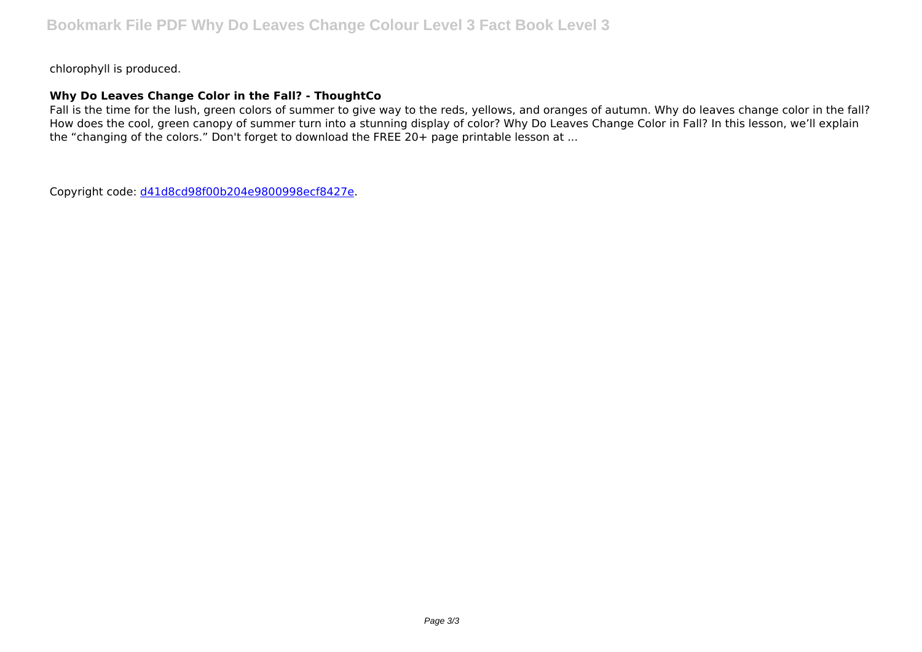chlorophyll is produced.

**Why Do Leaves Change Color in the Fall? - ThoughtCo**

Fall is the time for the lush, green colors of summer to give way to the reds, yellows, and oranges of autumn. Why do leaves change color in the fall? How does the cool, green canopy of summer turn into a stunning display of color? Why Do Leaves Change Color in Fall? In this lesson, we’ll explain the “changing of the colors.” Don't forget to download the FREE 20+ page printable lesson at ...

Copyright code: [d41d8cd98f00b204e9800998ecf8427e](#).